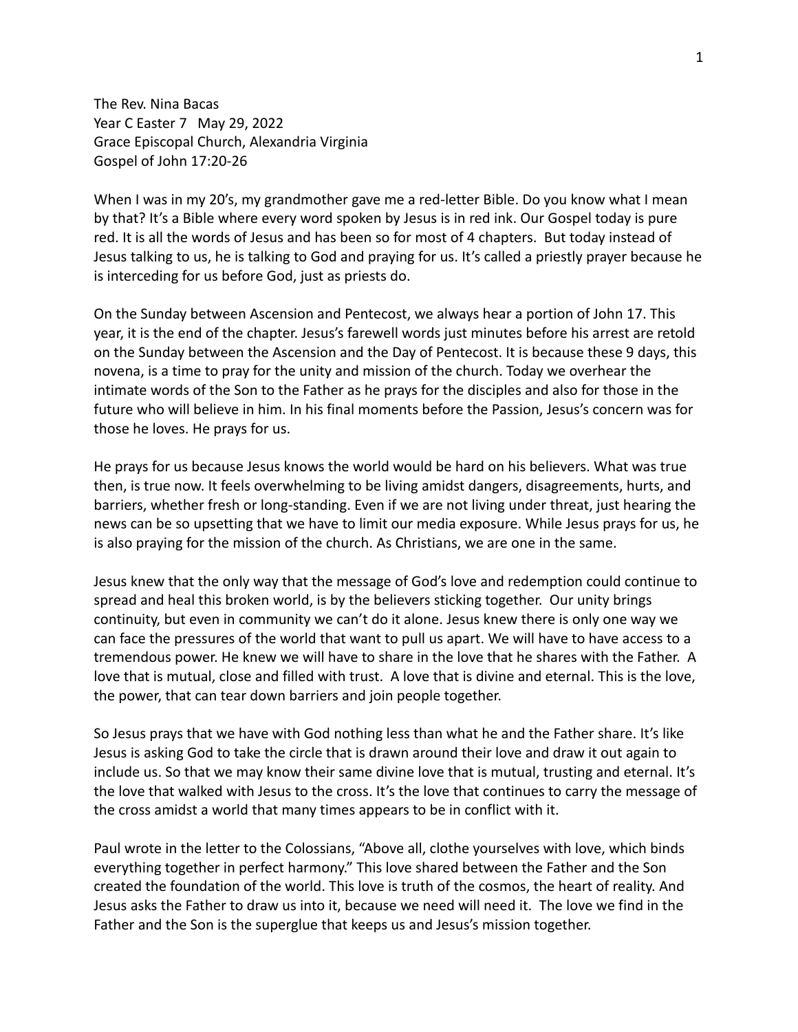The Rev. Nina Bacas
Year C Easter 7 May 29, 2022
Grace Episcopal Church, Alexandria Virginia
Gospel of John 17:20-26

When I was in my 20's, my grandmother gave me a red-letter Bible. Do you know what I mean by that? It's a Bible where every word spoken by Jesus is in red ink. Our Gospel today is pure red. It is all the words of Jesus and has been so for most of 4 chapters. But today instead of Jesus talking to us, he is talking to God and praying for us. It's called a priestly prayer because he is interceding for us before God, just as priests do.

On the Sunday between Ascension and Pentecost, we always hear a portion of John 17. This year, it is the end of the chapter. Jesus's farewell words just minutes before his arrest are retold on the Sunday between the Ascension and the Day of Pentecost. It is because these 9 days, this novena, is a time to pray for the unity and mission of the church. Today we overhear the intimate words of the Son to the Father as he prays for the disciples and also for those in the future who will believe in him. In his final moments before the Passion, Jesus's concern was for those he loves. He prays for us.

He prays for us because Jesus knows the world would be hard on his believers. What was true then, is true now. It feels overwhelming to be living amidst dangers, disagreements, hurts, and barriers, whether fresh or long-standing. Even if we are not living under threat, just hearing the news can be so upsetting that we have to limit our media exposure. While Jesus prays for us, he is also praying for the mission of the church. As Christians, we are one in the same.

Jesus knew that the only way that the message of God's love and redemption could continue to spread and heal this broken world, is by the believers sticking together. Our unity brings continuity, but even in community we can't do it alone. Jesus knew there is only one way we can face the pressures of the world that want to pull us apart. We will have to have access to a tremendous power. He knew we will have to share in the love that he shares with the Father. A love that is mutual, close and filled with trust. A love that is divine and eternal. This is the love, the power, that can tear down barriers and join people together.

So Jesus prays that we have with God nothing less than what he and the Father share. It's like Jesus is asking God to take the circle that is drawn around their love and draw it out again to include us. So that we may know their same divine love that is mutual, trusting and eternal. It's the love that walked with Jesus to the cross. It's the love that continues to carry the message of the cross amidst a world that many times appears to be in conflict with it.

Paul wrote in the letter to the Colossians, "Above all, clothe yourselves with love, which binds everything together in perfect harmony." This love shared between the Father and the Son created the foundation of the world. This love is truth of the cosmos, the heart of reality. And Jesus asks the Father to draw us into it, because we need will need it. The love we find in the Father and the Son is the superglue that keeps us and Jesus's mission together.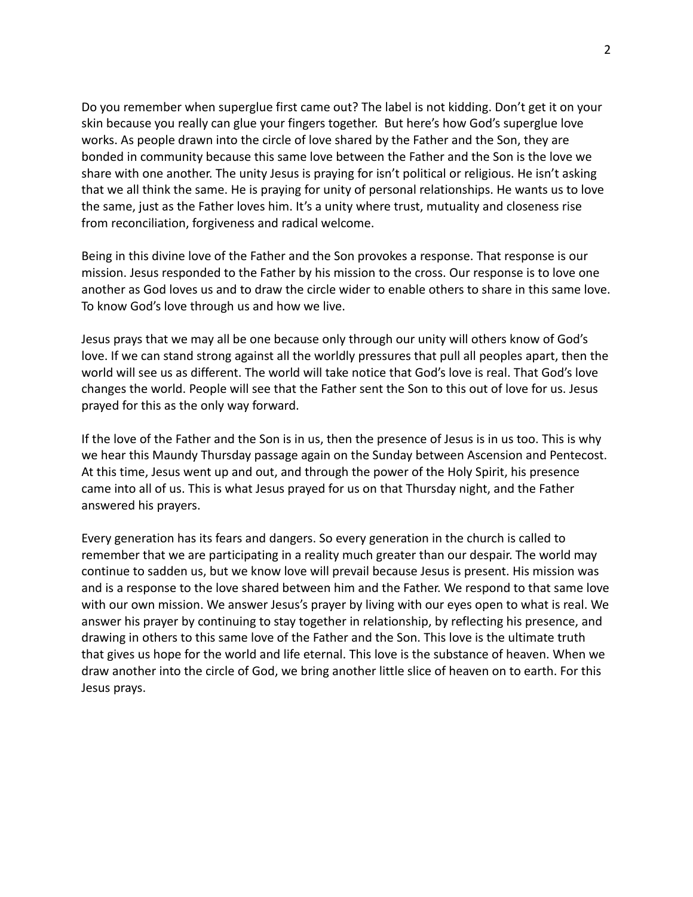Do you remember when superglue first came out? The label is not kidding. Don't get it on your skin because you really can glue your fingers together. But here's how God's superglue love works. As people drawn into the circle of love shared by the Father and the Son, they are bonded in community because this same love between the Father and the Son is the love we share with one another. The unity Jesus is praying for isn't political or religious. He isn't asking that we all think the same. He is praying for unity of personal relationships. He wants us to love the same, just as the Father loves him. It's a unity where trust, mutuality and closeness rise from reconciliation, forgiveness and radical welcome.

Being in this divine love of the Father and the Son provokes a response. That response is our mission. Jesus responded to the Father by his mission to the cross. Our response is to love one another as God loves us and to draw the circle wider to enable others to share in this same love. To know God's love through us and how we live.

Jesus prays that we may all be one because only through our unity will others know of God's love. If we can stand strong against all the worldly pressures that pull all peoples apart, then the world will see us as different. The world will take notice that God's love is real. That God's love changes the world. People will see that the Father sent the Son to this out of love for us. Jesus prayed for this as the only way forward.

If the love of the Father and the Son is in us, then the presence of Jesus is in us too. This is why we hear this Maundy Thursday passage again on the Sunday between Ascension and Pentecost. At this time, Jesus went up and out, and through the power of the Holy Spirit, his presence came into all of us. This is what Jesus prayed for us on that Thursday night, and the Father answered his prayers.

Every generation has its fears and dangers. So every generation in the church is called to remember that we are participating in a reality much greater than our despair. The world may continue to sadden us, but we know love will prevail because Jesus is present. His mission was and is a response to the love shared between him and the Father. We respond to that same love with our own mission. We answer Jesus's prayer by living with our eyes open to what is real. We answer his prayer by continuing to stay together in relationship, by reflecting his presence, and drawing in others to this same love of the Father and the Son. This love is the ultimate truth that gives us hope for the world and life eternal. This love is the substance of heaven. When we draw another into the circle of God, we bring another little slice of heaven on to earth. For this Jesus prays.